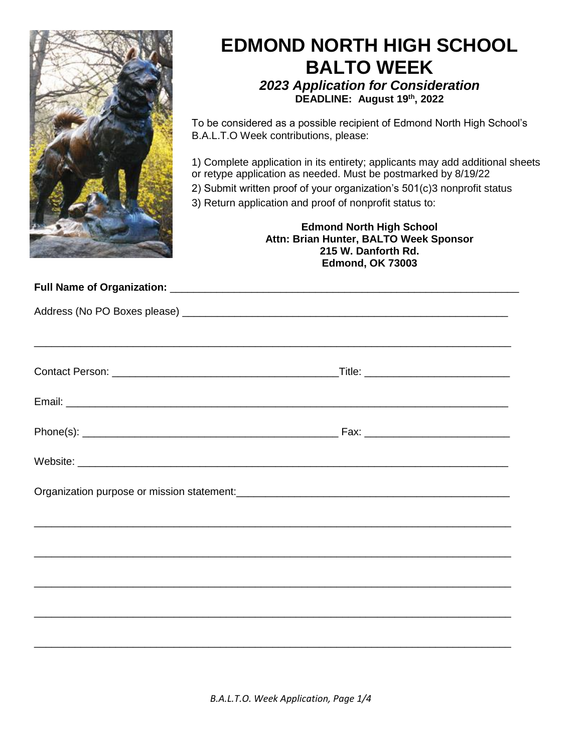# EDMOND NORTH HIGH SCHOOL BALTO WEEK

### *2023 Application for Consideration*

**DEADLINE: August 19th, 2022**

To be considered as a possible recipient of Edmond North High School's B.A.L.T.O Week contributions, please:

1) Complete application in its entirety; applicants may add additional sheets or retype application as needed. Must be postmarked by 8/19/22
2) Submit written proof of your organization's 501(c)3 nonprofit status
3) Return application and proof of nonprofit status to:

**Edmond North High School**
**Attn: Brian Hunter, BALTO Week Sponsor**
**215 W. Danforth Rd.**
**Edmond, OK 73003**

**Full Name of Organization:** ______________________________________________________________

Address (No PO Boxes please) ______________________________________________________________

______________________________________________________________________________

Contact Person: ______________________________________ Title: ________________________

Email: ______________________________________________________________________________

Phone(s): ____________________________________________ Fax: ________________________

Website: ____________________________________________________________________________

Organization purpose or mission statement: _______________________________________________

______________________________________________________________________________

______________________________________________________________________________

______________________________________________________________________________

______________________________________________________________________________

______________________________________________________________________________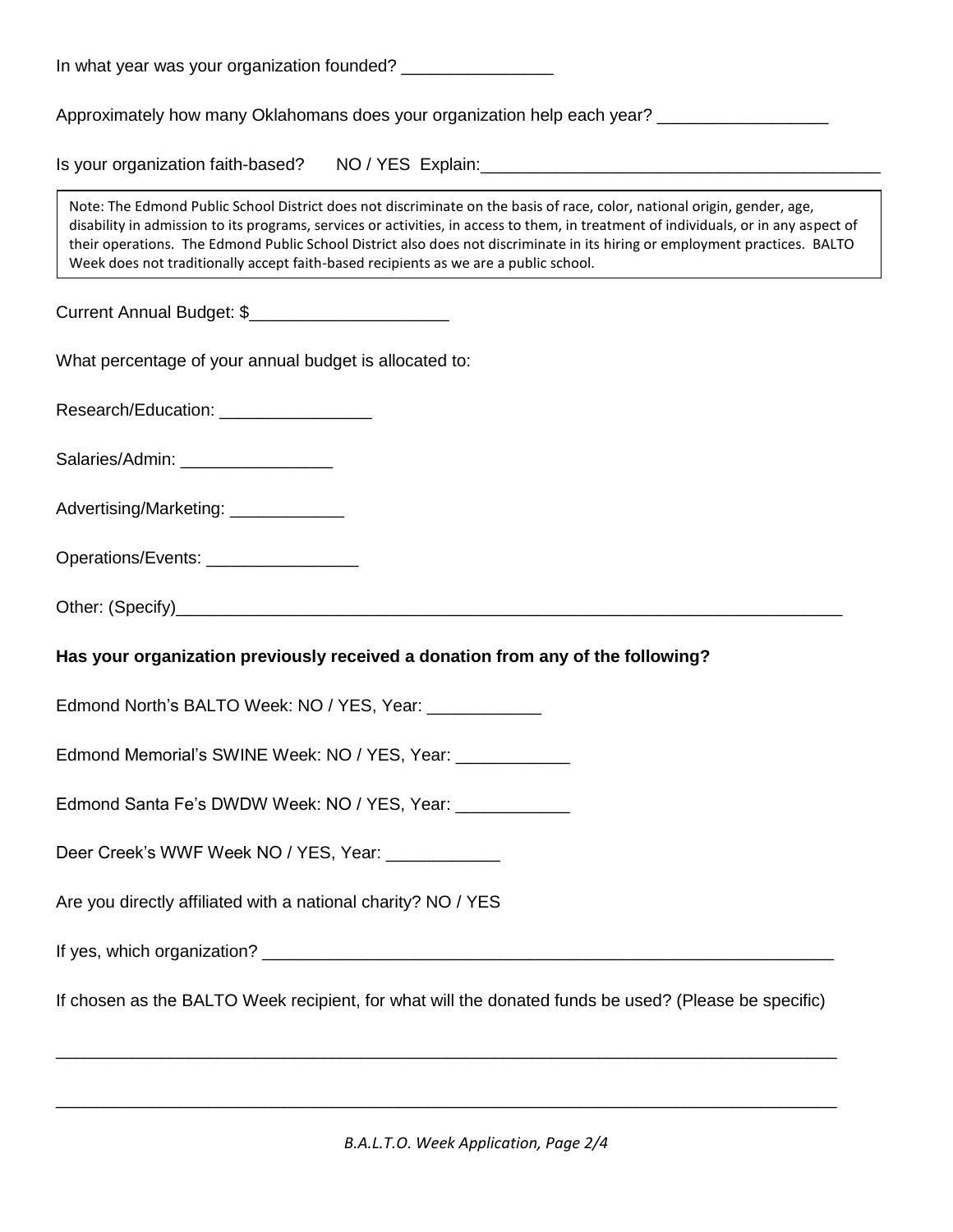In what year was your organization founded? _______________

Approximately how many Oklahomans does your organization help each year? _________________

Is your organization faith-based? NO / YES Explain:_________________________________________

> Note: The Edmond Public School District does not discriminate on the basis of race, color, national origin, gender, age, disability in admission to its programs, services or activities, in access to them, in treatment of individuals, or in any aspect of their operations. The Edmond Public School District also does not discriminate in its hiring or employment practices. BALTO Week does not traditionally accept faith-based recipients as we are a public school.

Current Annual Budget: $_____________________

What percentage of your annual budget is allocated to:

Research/Education: _______________

Salaries/Admin: _______________

Advertising/Marketing: ___________

Operations/Events: _______________

Other: (Specify)_________________________________________________________________

**Has your organization previously received a donation from any of the following?**

Edmond North's BALTO Week: NO / YES, Year: ___________

Edmond Memorial's SWINE Week: NO / YES, Year: ___________

Edmond Santa Fe's DWDW Week: NO / YES, Year: ___________

Deer Creek's WWF Week NO / YES, Year: ___________

Are you directly affiliated with a national charity? NO / YES

If yes, which organization? ______________________________________________________

If chosen as the BALTO Week recipient, for what will the donated funds be used? (Please be specific)

_________________________________________________________________________

_________________________________________________________________________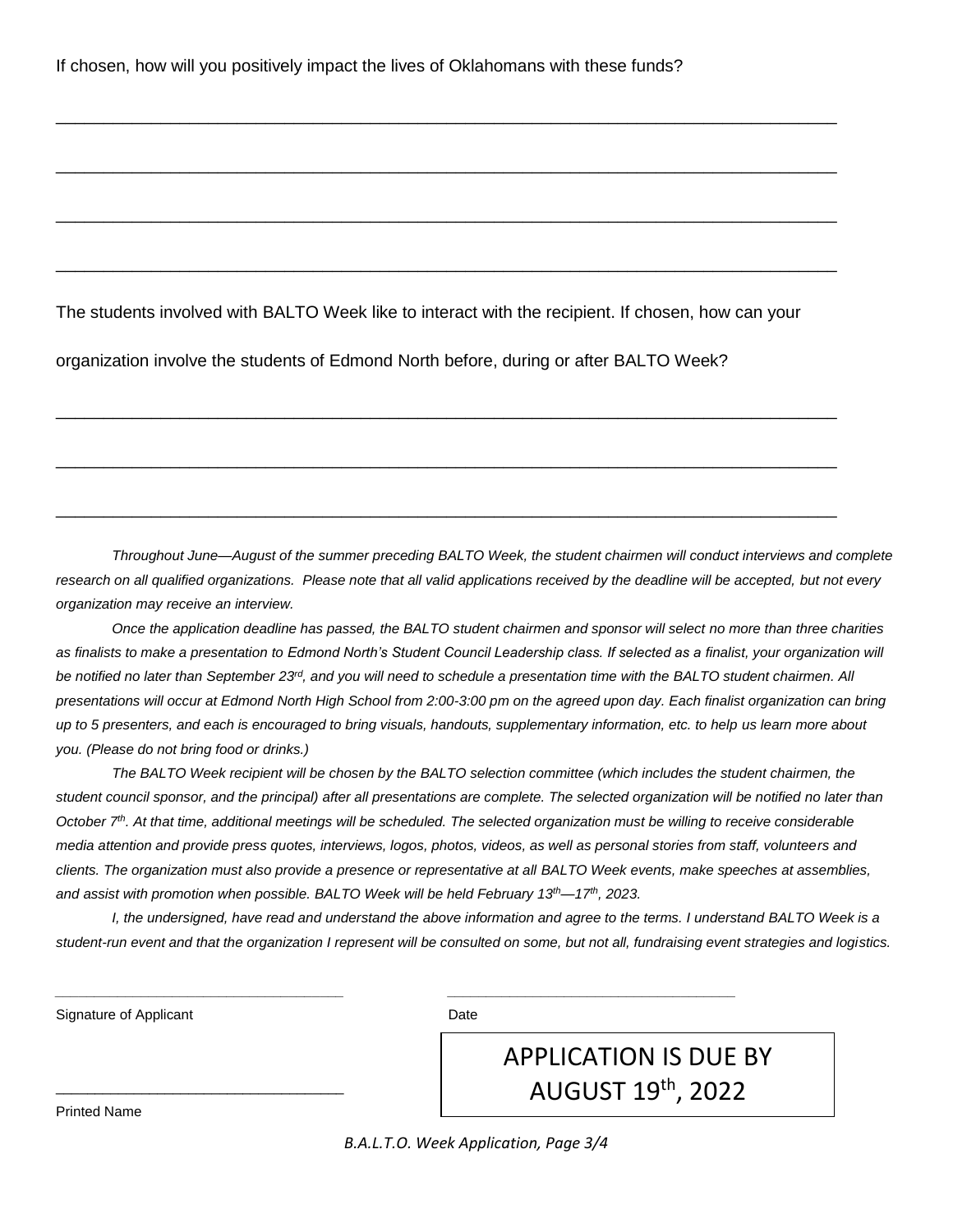If chosen, how will you positively impact the lives of Oklahomans with these funds?

_______________________________________________________________________________

_______________________________________________________________________________

_______________________________________________________________________________

_______________________________________________________________________________

The students involved with BALTO Week like to interact with the recipient. If chosen, how can your organization involve the students of Edmond North before, during or after BALTO Week?

_______________________________________________________________________________

_______________________________________________________________________________

_______________________________________________________________________________

*Throughout June—August of the summer preceding BALTO Week, the student chairmen will conduct interviews and complete research on all qualified organizations. Please note that all valid applications received by the deadline will be accepted, but not every organization may receive an interview.*

*Once the application deadline has passed, the BALTO student chairmen and sponsor will select no more than three charities as finalists to make a presentation to Edmond North's Student Council Leadership class. If selected as a finalist, your organization will be notified no later than September 23rd, and you will need to schedule a presentation time with the BALTO student chairmen. All presentations will occur at Edmond North High School from 2:00-3:00 pm on the agreed upon day. Each finalist organization can bring up to 5 presenters, and each is encouraged to bring visuals, handouts, supplementary information, etc. to help us learn more about you. (Please do not bring food or drinks.)*

*The BALTO Week recipient will be chosen by the BALTO selection committee (which includes the student chairmen, the student council sponsor, and the principal) after all presentations are complete. The selected organization will be notified no later than October 7th. At that time, additional meetings will be scheduled. The selected organization must be willing to receive considerable media attention and provide press quotes, interviews, logos, photos, videos, as well as personal stories from staff, volunteers and clients. The organization must also provide a presence or representative at all BALTO Week events, make speeches at assemblies, and assist with promotion when possible. BALTO Week will be held February 13th—17th, 2023.*

*I, the undersigned, have read and understand the above information and agree to the terms. I understand BALTO Week is a student-run event and that the organization I represent will be consulted on some, but not all, fundraising event strategies and logistics.*

___________________________________ ___________________________________

Signature of Applicant Date

___________________________________

Printed Name

**APPLICATION IS DUE BY AUGUST 19th, 2022**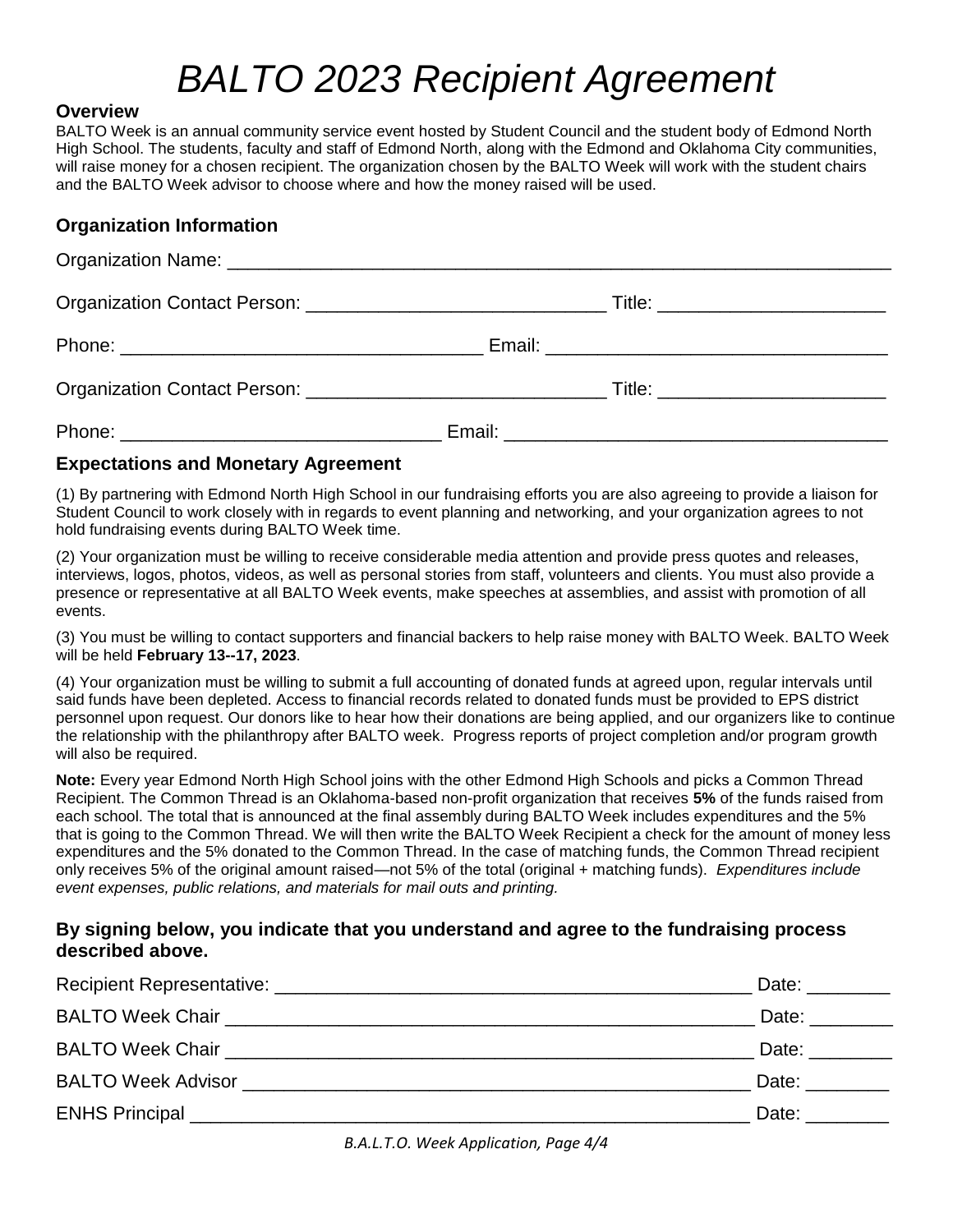# *BALTO 2023 Recipient Agreement*

### Overview

BALTO Week is an annual community service event hosted by Student Council and the student body of Edmond North High School. The students, faculty and staff of Edmond North, along with the Edmond and Oklahoma City communities, will raise money for a chosen recipient. The organization chosen by the BALTO Week will work with the student chairs and the BALTO Week advisor to choose where and how the money raised will be used.

### Organization Information

Organization Name: ______________________________________________________________

Organization Contact Person: ___________________________ Title: ____________________

Phone: _______________________________ Email: ______________________________

Organization Contact Person: ___________________________ Title: ____________________

Phone: ___________________________ Email: _________________________________

### Expectations and Monetary Agreement

(1) By partnering with Edmond North High School in our fundraising efforts you are also agreeing to provide a liaison for Student Council to work closely with in regards to event planning and networking, and your organization agrees to not hold fundraising events during BALTO Week time.

(2) Your organization must be willing to receive considerable media attention and provide press quotes and releases, interviews, logos, photos, videos, as well as personal stories from staff, volunteers and clients. You must also provide a presence or representative at all BALTO Week events, make speeches at assemblies, and assist with promotion of all events.

(3) You must be willing to contact supporters and financial backers to help raise money with BALTO Week. BALTO Week will be held **February 13--17, 2023**.

(4) Your organization must be willing to submit a full accounting of donated funds at agreed upon, regular intervals until said funds have been depleted. Access to financial records related to donated funds must be provided to EPS district personnel upon request. Our donors like to hear how their donations are being applied, and our organizers like to continue the relationship with the philanthropy after BALTO week. Progress reports of project completion and/or program growth will also be required.

**Note:** Every year Edmond North High School joins with the other Edmond High Schools and picks a Common Thread Recipient. The Common Thread is an Oklahoma-based non-profit organization that receives **5%** of the funds raised from each school. The total that is announced at the final assembly during BALTO Week includes expenditures and the 5% that is going to the Common Thread. We will then write the BALTO Week Recipient a check for the amount of money less expenditures and the 5% donated to the Common Thread. In the case of matching funds, the Common Thread recipient only receives 5% of the original amount raised—not 5% of the total (original + matching funds). *Expenditures include event expenses, public relations, and materials for mail outs and printing.*

### By signing below, you indicate that you understand and agree to the fundraising process described above.

Recipient Representative: ___________________________________________ Date: ________

BALTO Week Chair ________________________________________________ Date: ________

BALTO Week Chair ________________________________________________ Date: ________

BALTO Week Advisor ______________________________________________ Date: ________

ENHS Principal ___________________________________________________ Date: ________